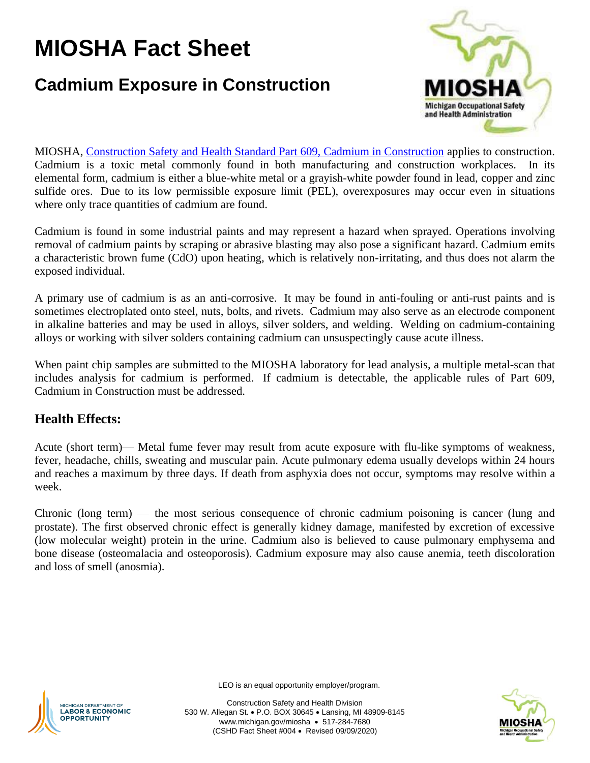# MIOSHA Fact Sheet

## Cadmium Exposure in Construction

MIOSHA, [Construction Safety and Health Standard Part 609, Cadmium in Construction]() applies to construction. Cadmium is a toxic metal commonly found in both manufacturing and construction workplaces. In its elemental form, cadmium is either a blue-white metal or a grayish-white powder found in lead, copper and zinc sulfide ores. Due to its low permissible exposure limit (PEL), overexposures may occur even in situations where only trace quantities of cadmium are found.

Cadmium is found in some industrial paints and may represent a hazard when sprayed. Operations involving removal of cadmium paints by scraping or abrasive blasting may also pose a significant hazard. Cadmium emits a characteristic brown fume (CdO) upon heating, which is relatively non-irritating, and thus does not alarm the exposed individual.

A primary use of cadmium is as an anti-corrosive. It may be found in anti-fouling or anti-rust paints and is sometimes electroplated onto steel, nuts, bolts, and rivets. Cadmium may also serve as an electrode component in alkaline batteries and may be used in alloys, silver solders, and welding. Welding on cadmium-containing alloys or working with silver solders containing cadmium can unsuspectingly cause acute illness.

When paint chip samples are submitted to the MIOSHA laboratory for lead analysis, a multiple metal-scan that includes analysis for cadmium is performed. If cadmium is detectable, the applicable rules of Part 609, Cadmium in Construction must be addressed.

### Health Effects:

Acute (short term)— Metal fume fever may result from acute exposure with flu-like symptoms of weakness, fever, headache, chills, sweating and muscular pain. Acute pulmonary edema usually develops within 24 hours and reaches a maximum by three days. If death from asphyxia does not occur, symptoms may resolve within a week.

Chronic (long term) — the most serious consequence of chronic cadmium poisoning is cancer (lung and prostate). The first observed chronic effect is generally kidney damage, manifested by excretion of excessive (low molecular weight) protein in the urine. Cadmium also is believed to cause pulmonary emphysema and bone disease (osteomalacia and osteoporosis). Cadmium exposure may also cause anemia, teeth discoloration and loss of smell (anosmia).

LEO is an equal opportunity employer/program.

Construction Safety and Health Division
530 W. Allegan St. • P.O. BOX 30645 • Lansing, MI 48909-8145
www.michigan.gov/miosha • 517-284-7680
(CSHD Fact Sheet #004 • Revised 09/09/2020)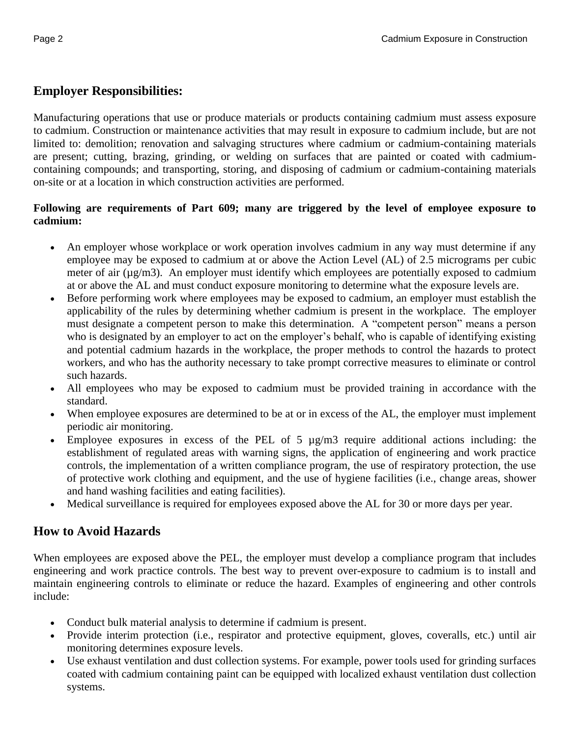## Employer Responsibilities:

Manufacturing operations that use or produce materials or products containing cadmium must assess exposure to cadmium. Construction or maintenance activities that may result in exposure to cadmium include, but are not limited to: demolition; renovation and salvaging structures where cadmium or cadmium-containing materials are present; cutting, brazing, grinding, or welding on surfaces that are painted or coated with cadmium-containing compounds; and transporting, storing, and disposing of cadmium or cadmium-containing materials on-site or at a location in which construction activities are performed.

**Following are requirements of Part 609; many are triggered by the level of employee exposure to cadmium:**

- An employer whose workplace or work operation involves cadmium in any way must determine if any employee may be exposed to cadmium at or above the Action Level (AL) of 2.5 micrograms per cubic meter of air (µg/m3). An employer must identify which employees are potentially exposed to cadmium at or above the AL and must conduct exposure monitoring to determine what the exposure levels are.
- Before performing work where employees may be exposed to cadmium, an employer must establish the applicability of the rules by determining whether cadmium is present in the workplace. The employer must designate a competent person to make this determination. A "competent person" means a person who is designated by an employer to act on the employer's behalf, who is capable of identifying existing and potential cadmium hazards in the workplace, the proper methods to control the hazards to protect workers, and who has the authority necessary to take prompt corrective measures to eliminate or control such hazards.
- All employees who may be exposed to cadmium must be provided training in accordance with the standard.
- When employee exposures are determined to be at or in excess of the AL, the employer must implement periodic air monitoring.
- Employee exposures in excess of the PEL of 5 µg/m3 require additional actions including: the establishment of regulated areas with warning signs, the application of engineering and work practice controls, the implementation of a written compliance program, the use of respiratory protection, the use of protective work clothing and equipment, and the use of hygiene facilities (i.e., change areas, shower and hand washing facilities and eating facilities).
- Medical surveillance is required for employees exposed above the AL for 30 or more days per year.

## How to Avoid Hazards

When employees are exposed above the PEL, the employer must develop a compliance program that includes engineering and work practice controls. The best way to prevent over-exposure to cadmium is to install and maintain engineering controls to eliminate or reduce the hazard. Examples of engineering and other controls include:

- Conduct bulk material analysis to determine if cadmium is present.
- Provide interim protection (i.e., respirator and protective equipment, gloves, coveralls, etc.) until air monitoring determines exposure levels.
- Use exhaust ventilation and dust collection systems. For example, power tools used for grinding surfaces coated with cadmium containing paint can be equipped with localized exhaust ventilation dust collection systems.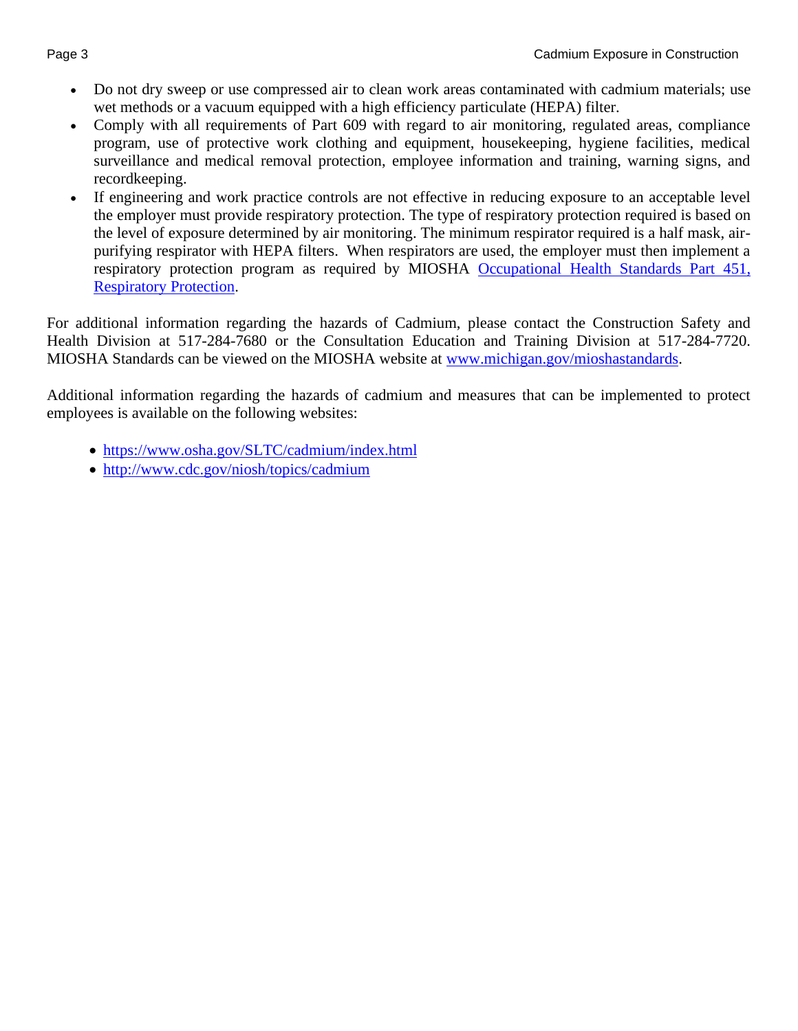- Do not dry sweep or use compressed air to clean work areas contaminated with cadmium materials; use wet methods or a vacuum equipped with a high efficiency particulate (HEPA) filter.
- Comply with all requirements of Part 609 with regard to air monitoring, regulated areas, compliance program, use of protective work clothing and equipment, housekeeping, hygiene facilities, medical surveillance and medical removal protection, employee information and training, warning signs, and recordkeeping.
- If engineering and work practice controls are not effective in reducing exposure to an acceptable level the employer must provide respiratory protection. The type of respiratory protection required is based on the level of exposure determined by air monitoring. The minimum respirator required is a half mask, air-purifying respirator with HEPA filters. When respirators are used, the employer must then implement a respiratory protection program as required by MIOSHA Occupational Health Standards Part 451, Respiratory Protection.

For additional information regarding the hazards of Cadmium, please contact the Construction Safety and Health Division at 517-284-7680 or the Consultation Education and Training Division at 517-284-7720. MIOSHA Standards can be viewed on the MIOSHA website at www.michigan.gov/mioshastandards.

Additional information regarding the hazards of cadmium and measures that can be implemented to protect employees is available on the following websites:

- https://www.osha.gov/SLTC/cadmium/index.html
- http://www.cdc.gov/niosh/topics/cadmium